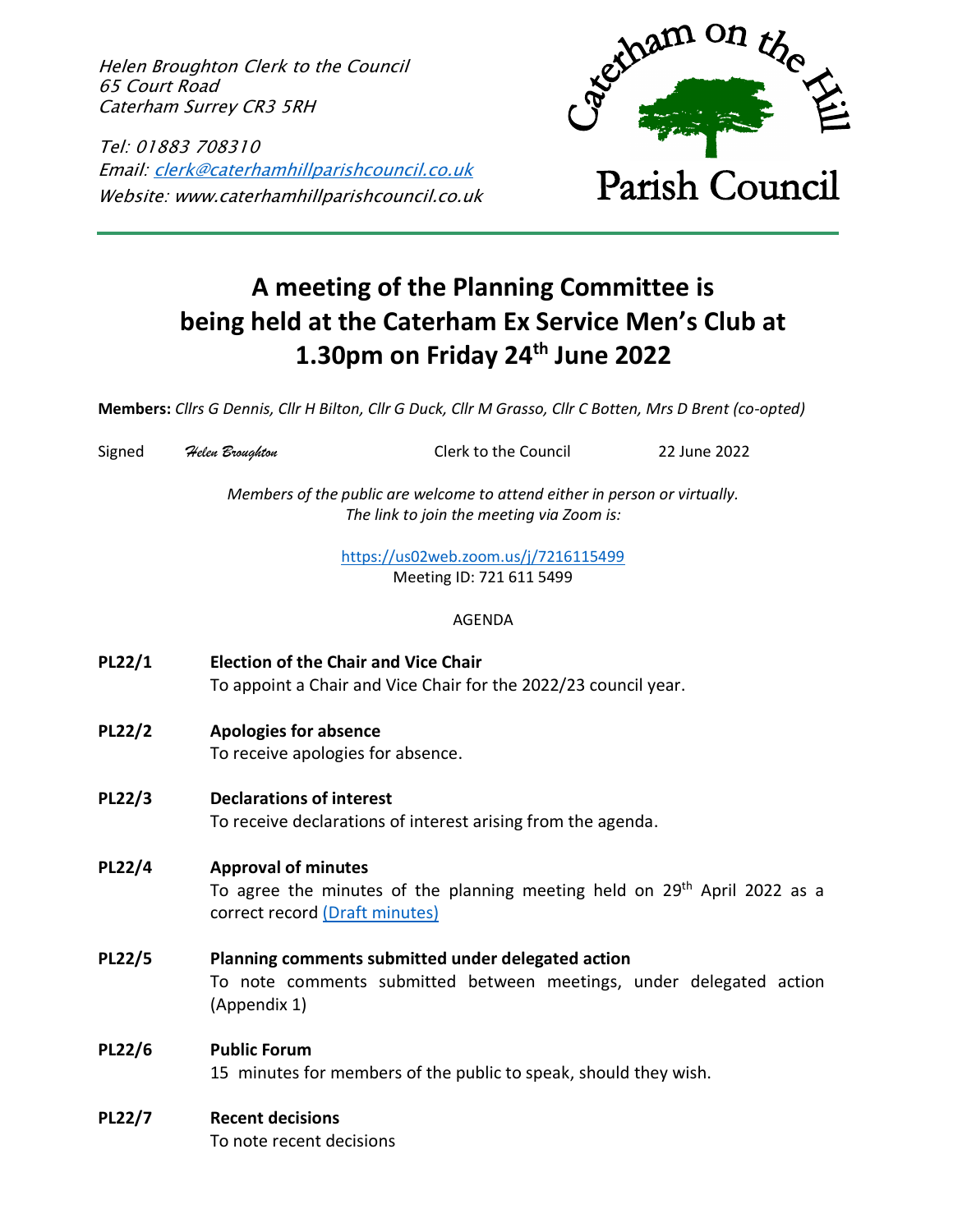*Helen Broughton Clerk to the Council*
*65 Court Road*
*Caterham Surrey CR3 5RH*

*Tel: 01883 708310*
*Email: clerk@caterhamhillparishcouncil.co.uk*
*Website: www.caterhamhillparishcouncil.co.uk*

Caterham on the Hill
Parish Council

# A meeting of the Planning Committee is being held at the Caterham Ex Service Men's Club at 1.30pm on Friday 24th June 2022

**Members:** *Cllrs G Dennis, Cllr H Bilton, Cllr G Duck, Cllr M Grasso, Cllr C Botten, Mrs D Brent (co-opted)*

Signed *Helen Broughton* Clerk to the Council 22 June 2022

*Members of the public are welcome to attend either in person or virtually.*
*The link to join the meeting via Zoom is:*

https://us02web.zoom.us/j/7216115499
Meeting ID: 721 611 5499

AGENDA

**PL22/1** **Election of the Chair and Vice Chair**
To appoint a Chair and Vice Chair for the 2022/23 council year.

**PL22/2** **Apologies for absence**
To receive apologies for absence.

**PL22/3** **Declarations of interest**
To receive declarations of interest arising from the agenda.

**PL22/4** **Approval of minutes**
To agree the minutes of the planning meeting held on 29th April 2022 as a correct record (Draft minutes)

**PL22/5** **Planning comments submitted under delegated action**
To note comments submitted between meetings, under delegated action (Appendix 1)

**PL22/6** **Public Forum**
15 minutes for members of the public to speak, should they wish.

**PL22/7** **Recent decisions**
To note recent decisions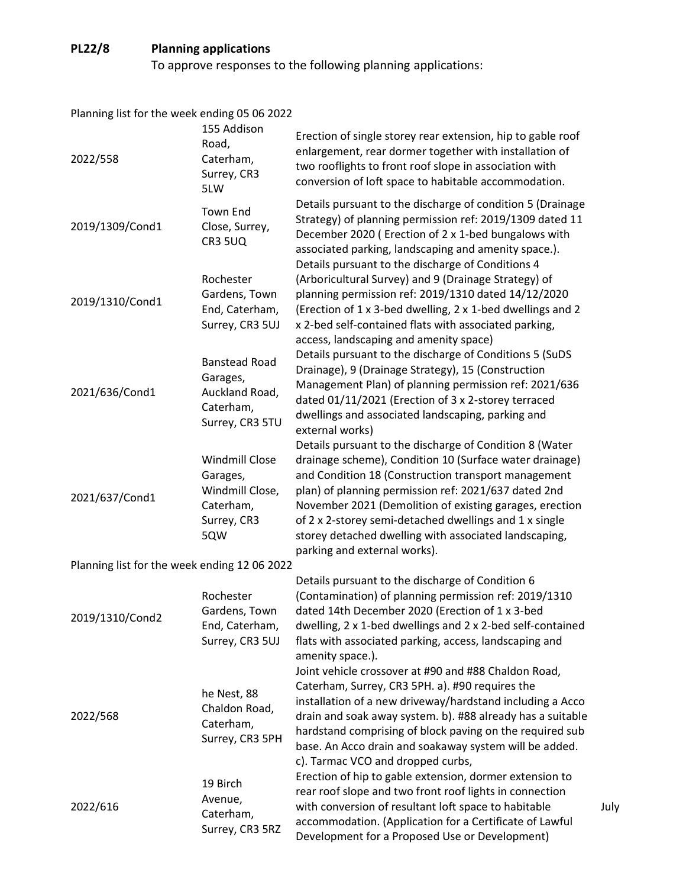## PL22/8 Planning applications

To approve responses to the following planning applications:

Planning list for the week ending 05 06 2022

| | | | |
|---|---|---|---|
| 2022/558 | 155 Addison Road, Caterham, Surrey, CR3 5LW | Erection of single storey rear extension, hip to gable roof enlargement, rear dormer together with installation of two rooflights to front roof slope in association with conversion of loft space to habitable accommodation. | |
| 2019/1309/Cond1 | Town End Close, Surrey, CR3 5UQ | Details pursuant to the discharge of condition 5 (Drainage Strategy) of planning permission ref: 2019/1309 dated 11 December 2020 ( Erection of 2 x 1-bed bungalows with associated parking, landscaping and amenity space.). | |
| 2019/1310/Cond1 | Rochester Gardens, Town End, Caterham, Surrey, CR3 5UJ | Details pursuant to the discharge of Conditions 4 (Arboricultural Survey) and 9 (Drainage Strategy) of planning permission ref: 2019/1310 dated 14/12/2020 (Erection of 1 x 3-bed dwelling, 2 x 1-bed dwellings and 2 x 2-bed self-contained flats with associated parking, access, landscaping and amenity space) | |
| 2021/636/Cond1 | Banstead Road Garages, Auckland Road, Caterham, Surrey, CR3 5TU | Details pursuant to the discharge of Conditions 5 (SuDS Drainage), 9 (Drainage Strategy), 15 (Construction Management Plan) of planning permission ref: 2021/636 dated 01/11/2021 (Erection of 3 x 2-storey terraced dwellings and associated landscaping, parking and external works) | |
| 2021/637/Cond1 | Windmill Close Garages, Windmill Close, Caterham, Surrey, CR3 5QW | Details pursuant to the discharge of Condition 8 (Water drainage scheme), Condition 10 (Surface water drainage) and Condition 18 (Construction transport management plan) of planning permission ref: 2021/637 dated 2nd November 2021 (Demolition of existing garages, erection of 2 x 2-storey semi-detached dwellings and 1 x single storey detached dwelling with associated landscaping, parking and external works). | |

Planning list for the week ending 12 06 2022

| | | | |
|---|---|---|---|
| 2019/1310/Cond2 | Rochester Gardens, Town End, Caterham, Surrey, CR3 5UJ | Details pursuant to the discharge of Condition 6 (Contamination) of planning permission ref: 2019/1310 dated 14th December 2020 (Erection of 1 x 3-bed dwelling, 2 x 1-bed dwellings and 2 x 2-bed self-contained flats with associated parking, access, landscaping and amenity space.). | |
| 2022/568 | he Nest, 88 Chaldon Road, Caterham, Surrey, CR3 5PH | Joint vehicle crossover at #90 and #88 Chaldon Road, Caterham, Surrey, CR3 5PH. a). #90 requires the installation of a new driveway/hardstand including a Acco drain and soak away system. b). #88 already has a suitable hardstand comprising of block paving on the required sub base. An Acco drain and soakaway system will be added. c). Tarmac VCO and dropped curbs, | |
| 2022/616 | 19 Birch Avenue, Caterham, Surrey, CR3 5RZ | Erection of hip to gable extension, dormer extension to rear roof slope and two front roof lights in connection with conversion of resultant loft space to habitable accommodation. (Application for a Certificate of Lawful Development for a Proposed Use or Development) | July |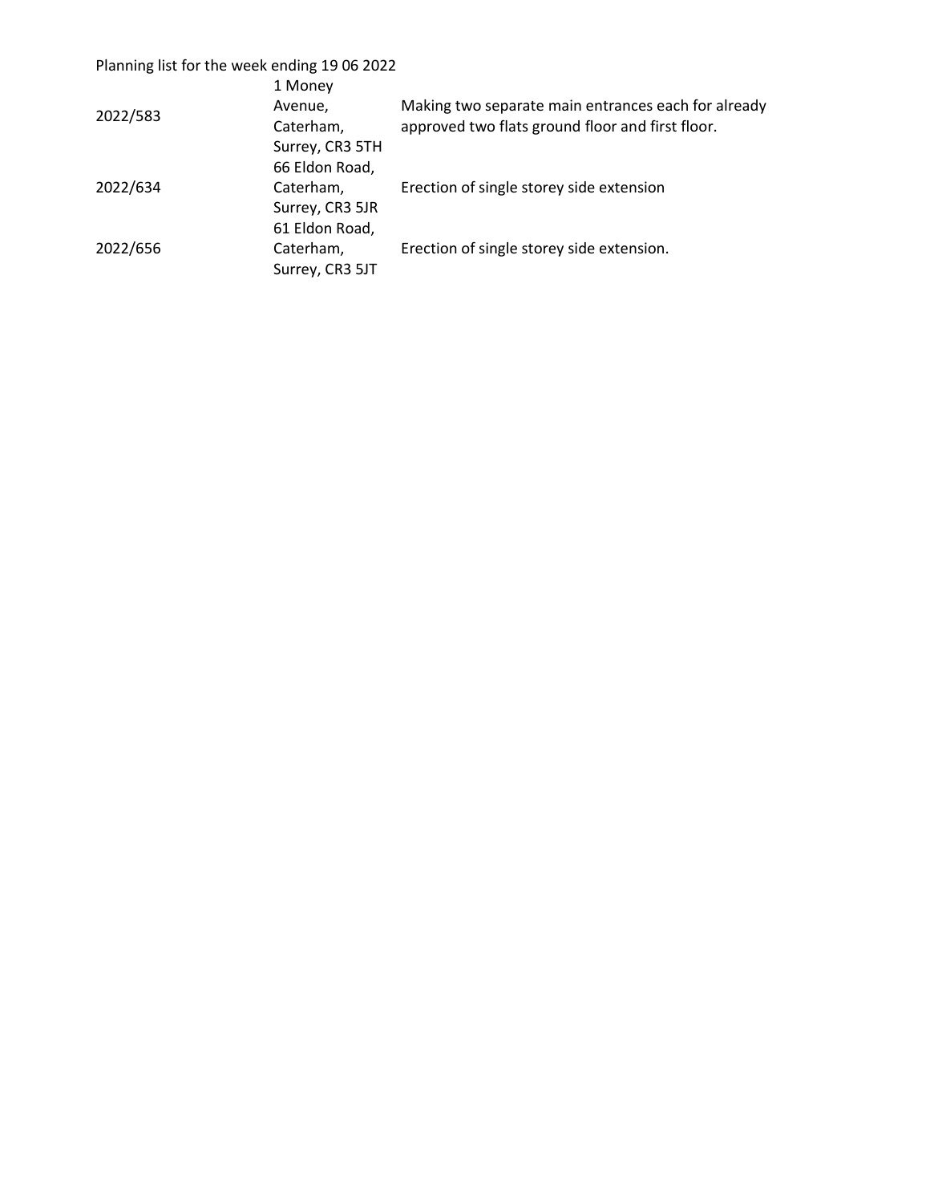Planning list for the week ending 19 06 2022

| | | |
|---|---|---|
| 2022/583 | 1 Money Avenue, Caterham, Surrey, CR3 5TH | Making two separate main entrances each for already approved two flats ground floor and first floor. |
| 2022/634 | 66 Eldon Road, Caterham, Surrey, CR3 5JR | Erection of single storey side extension |
| 2022/656 | 61 Eldon Road, Caterham, Surrey, CR3 5JT | Erection of single storey side extension. |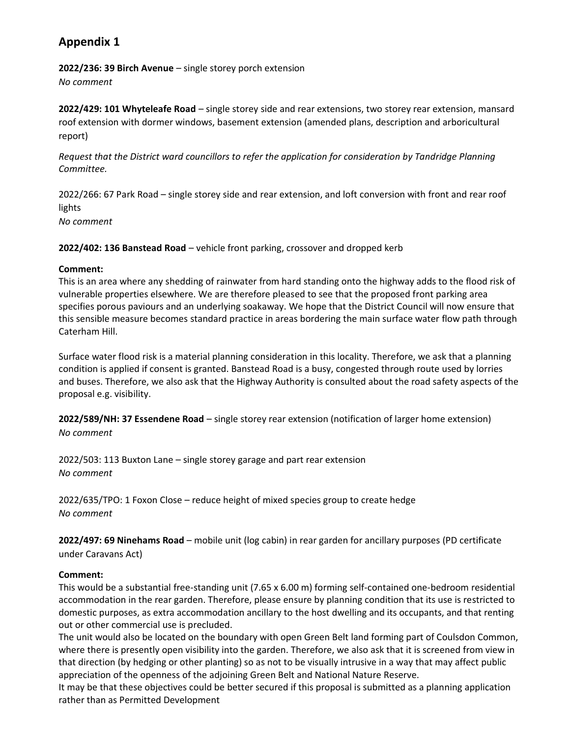## Appendix 1

**2022/236: 39 Birch Avenue** – single storey porch extension
*No comment*

**2022/429: 101 Whyteleafe Road** – single storey side and rear extensions, two storey rear extension, mansard roof extension with dormer windows, basement extension (amended plans, description and arboricultural report)

*Request that the District ward councillors to refer the application for consideration by Tandridge Planning Committee.*

2022/266: 67 Park Road – single storey side and rear extension, and loft conversion with front and rear roof lights
*No comment*

**2022/402: 136 Banstead Road** – vehicle front parking, crossover and dropped kerb

**Comment:**
This is an area where any shedding of rainwater from hard standing onto the highway adds to the flood risk of vulnerable properties elsewhere. We are therefore pleased to see that the proposed front parking area specifies porous paviours and an underlying soakaway. We hope that the District Council will now ensure that this sensible measure becomes standard practice in areas bordering the main surface water flow path through Caterham Hill.

Surface water flood risk is a material planning consideration in this locality. Therefore, we ask that a planning condition is applied if consent is granted. Banstead Road is a busy, congested through route used by lorries and buses. Therefore, we also ask that the Highway Authority is consulted about the road safety aspects of the proposal e.g. visibility.

**2022/589/NH: 37 Essendene Road** – single storey rear extension (notification of larger home extension)
*No comment*

2022/503: 113 Buxton Lane – single storey garage and part rear extension
*No comment*

2022/635/TPO: 1 Foxon Close – reduce height of mixed species group to create hedge
*No comment*

**2022/497: 69 Ninehams Road** – mobile unit (log cabin) in rear garden for ancillary purposes (PD certificate under Caravans Act)

**Comment:**
This would be a substantial free-standing unit (7.65 x 6.00 m) forming self-contained one-bedroom residential accommodation in the rear garden. Therefore, please ensure by planning condition that its use is restricted to domestic purposes, as extra accommodation ancillary to the host dwelling and its occupants, and that renting out or other commercial use is precluded.
The unit would also be located on the boundary with open Green Belt land forming part of Coulsdon Common, where there is presently open visibility into the garden. Therefore, we also ask that it is screened from view in that direction (by hedging or other planting) so as not to be visually intrusive in a way that may affect public appreciation of the openness of the adjoining Green Belt and National Nature Reserve.
It may be that these objectives could be better secured if this proposal is submitted as a planning application rather than as Permitted Development